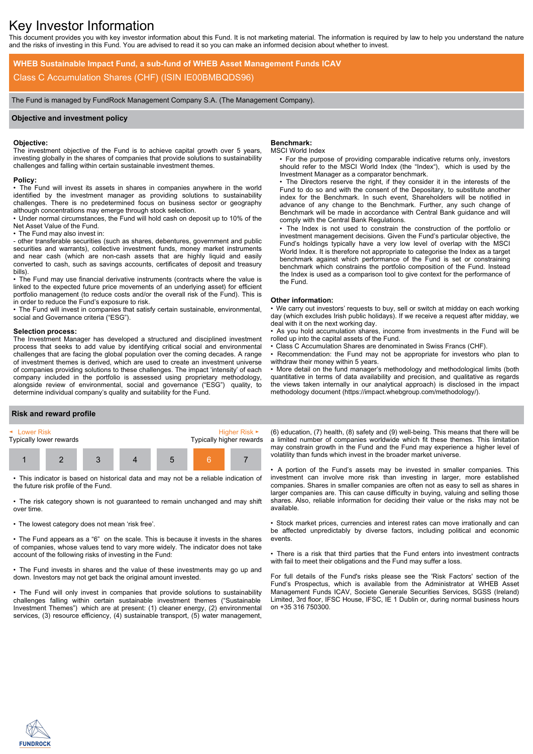# Key Investor Information

This document provides you with key investor information about this Fund. It is not marketing material. The information is required by law to help you understand the nature and the risks of investing in this Fund. You are advised to read it so you can make an informed decision about whether to invest.

**WHEB Sustainable Impact Fund, a sub-fund of WHEB Asset Management Funds ICAV**

Class C Accumulation Shares (CHF) (ISIN IE00BMBQDS96)

The Fund is managed by FundRock Management Company S.A. (The Management Company).

## Objective and investment policy

**Objective:**
The investment objective of the Fund is to achieve capital growth over 5 years, investing globally in the shares of companies that provide solutions to sustainability challenges and falling within certain sustainable investment themes.

**Policy:**

- The Fund will invest its assets in shares in companies anywhere in the world identified by the investment manager as providing solutions to sustainability challenges. There is no predetermined focus on business sector or geography although concentrations may emerge through stock selection.
- Under normal circumstances, the Fund will hold cash on deposit up to 10% of the Net Asset Value of the Fund.
- The Fund may also invest in:
  - other transferable securities (such as shares, debentures, government and public securities and warrants), collective investment funds, money market instruments and near cash (which are non-cash assets that are highly liquid and easily converted to cash, such as savings accounts, certificates of deposit and treasury bills).
- The Fund may use financial derivative instruments (contracts where the value is linked to the expected future price movements of an underlying asset) for efficient portfolio management (to reduce costs and/or the overall risk of the Fund). This is in order to reduce the Fund's exposure to risk.
- The Fund will invest in companies that satisfy certain sustainable, environmental, social and Governance criteria ("ESG").

**Selection process:**
The Investment Manager has developed a structured and disciplined investment process that seeks to add value by identifying critical social and environmental challenges that are facing the global population over the coming decades. A range of investment themes is derived, which are used to create an investment universe of companies providing solutions to these challenges. The impact 'intensity' of each company included in the portfolio is assessed using proprietary methodology, alongside review of environmental, social and governance ("ESG") quality, to determine individual company's quality and suitability for the Fund.

**Benchmark:**
MSCI World Index

- For the purpose of providing comparable indicative returns only, investors should refer to the MSCI World Index (the "Index"), which is used by the Investment Manager as a comparator benchmark.
- The Directors reserve the right, if they consider it in the interests of the Fund to do so and with the consent of the Depositary, to substitute another index for the Benchmark. In such event, Shareholders will be notified in advance of any change to the Benchmark. Further, any such change of Benchmark will be made in accordance with Central Bank guidance and will comply with the Central Bank Regulations.
- The Index is not used to constrain the construction of the portfolio or investment management decisions. Given the Fund's particular objective, the Fund's holdings typically have a very low level of overlap with the MSCI World Index. It is therefore not appropriate to categorise the Index as a target benchmark against which performance of the Fund is set or constraining benchmark which constrains the portfolio composition of the Fund. Instead the Index is used as a comparison tool to give context for the performance of the Fund.

**Other information:**

- We carry out investors' requests to buy, sell or switch at midday on each working day (which excludes Irish public holidays). If we receive a request after midday, we deal with it on the next working day.
- As you hold accumulation shares, income from investments in the Fund will be rolled up into the capital assets of the Fund.
- Class C Accumulation Shares are denominated in Swiss Francs (CHF).
- Recommendation: the Fund may not be appropriate for investors who plan to withdraw their money within 5 years.
- More detail on the fund manager's methodology and methodological limits (both quantitative in terms of data availability and precision, and qualitative as regards the views taken internally in our analytical approach) is disclosed in the impact methodology document (https://impact.whebgroup.com/methodology/).

## Risk and reward profile

| ◄ Lower Risk<br>Typically lower rewards | | | | | | Higher Risk ►<br>Typically higher rewards |
|---|---|---|---|---|---|---|
| 1 | 2 | 3 | 4 | 5 | **6** | 7 |

- This indicator is based on historical data and may not be a reliable indication of the future risk profile of the Fund.
- The risk category shown is not guaranteed to remain unchanged and may shift over time.
- The lowest category does not mean 'risk free'.
- The Fund appears as a "6" on the scale. This is because it invests in the shares of companies, whose values tend to vary more widely. The indicator does not take account of the following risks of investing in the Fund:
- The Fund invests in shares and the value of these investments may go up and down. Investors may not get back the original amount invested.
- The Fund will only invest in companies that provide solutions to sustainability challenges falling within certain sustainable investment themes ("Sustainable Investment Themes") which are at present: (1) cleaner energy, (2) environmental services, (3) resource efficiency, (4) sustainable transport, (5) water management, (6) education, (7) health, (8) safety and (9) well-being. This means that there will be a limited number of companies worldwide which fit these themes. This limitation may constrain growth in the Fund and the Fund may experience a higher level of volatility than funds which invest in the broader market universe.
- A portion of the Fund's assets may be invested in smaller companies. This investment can involve more risk than investing in larger, more established companies. Shares in smaller companies are often not as easy to sell as shares in larger companies are. This can cause difficulty in buying, valuing and selling those shares. Also, reliable information for deciding their value or the risks may not be available.
- Stock market prices, currencies and interest rates can move irrationally and can be affected unpredictably by diverse factors, including political and economic events.
- There is a risk that third parties that the Fund enters into investment contracts with fail to meet their obligations and the Fund may suffer a loss.

For full details of the Fund's risks please see the 'Risk Factors' section of the Fund's Prospectus, which is available from the Administrator at WHEB Asset Management Funds ICAV, Societe Generale Securities Services, SGSS (Ireland) Limited, 3rd floor, IFSC House, IFSC, IE 1 Dublin or, during normal business hours on +35 316 750300.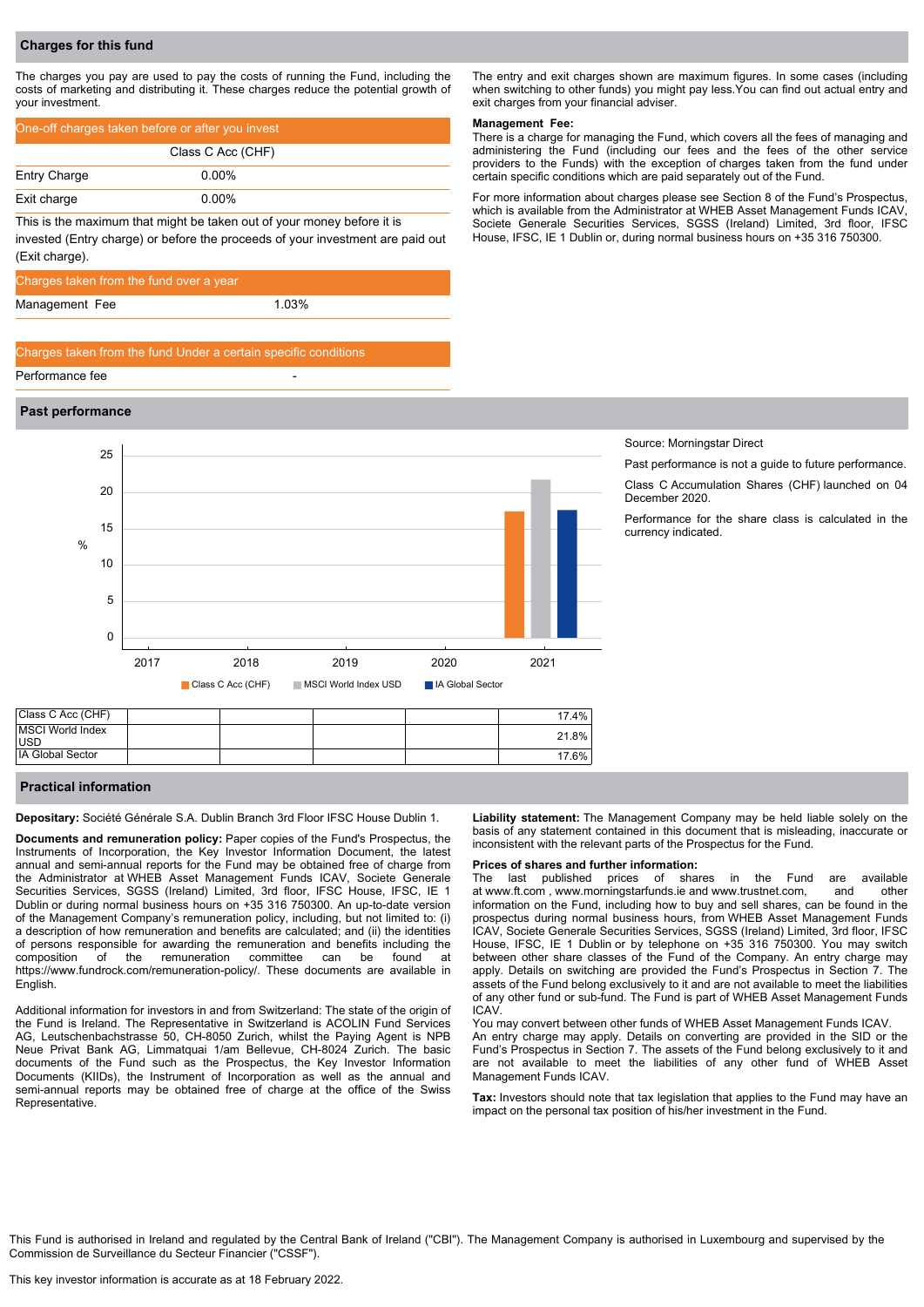## Charges for this fund

The charges you pay are used to pay the costs of running the Fund, including the costs of marketing and distributing it. These charges reduce the potential growth of your investment.

| One-off charges taken before or after you invest | |
|---|---|
| | Class C Acc (CHF) |
| Entry Charge | 0.00% |
| Exit charge | 0.00% |

This is the maximum that might be taken out of your money before it is invested (Entry charge) or before the proceeds of your investment are paid out (Exit charge).

| Charges taken from the fund over a year | |
|---|---|
| Management Fee | 1.03% |

| Charges taken from the fund Under a certain specific conditions | |
|---|---|
| Performance fee | - |

The entry and exit charges shown are maximum figures. In some cases (including when switching to other funds) you might pay less.You can find out actual entry and exit charges from your financial adviser.

**Management Fee:**
There is a charge for managing the Fund, which covers all the fees of managing and administering the Fund (including our fees and the fees of the other service providers to the Funds) with the exception of charges taken from the fund under certain specific conditions which are paid separately out of the Fund.

For more information about charges please see Section 8 of the Fund's Prospectus, which is available from the Administrator at WHEB Asset Management Funds ICAV, Societe Generale Securities Services, SGSS (Ireland) Limited, 3rd floor, IFSC House, IFSC, IE 1 Dublin or, during normal business hours on +35 316 750300.

## Past performance

25
20
15
%
10
5
0
2017 2018 2019 2020 2021
Class C Acc (CHF) MSCI World Index USD IA Global Sector

| | 2017 | 2018 | 2019 | 2020 | 2021 |
|---|---|---|---|---|---|
| Class C Acc (CHF) | | | | | 17.4% |
| MSCI World Index USD | | | | | 21.8% |
| IA Global Sector | | | | | 17.6% |

Source: Morningstar Direct

Past performance is not a guide to future performance.

Class C Accumulation Shares (CHF) launched on 04 December 2020.

Performance for the share class is calculated in the currency indicated.

## Practical information

**Depositary:** Société Générale S.A. Dublin Branch 3rd Floor IFSC House Dublin 1.

**Documents and remuneration policy:** Paper copies of the Fund's Prospectus, the Instruments of Incorporation, the Key Investor Information Document, the latest annual and semi-annual reports for the Fund may be obtained free of charge from the Administrator at WHEB Asset Management Funds ICAV, Societe Generale Securities Services, SGSS (Ireland) Limited, 3rd floor, IFSC House, IFSC, IE 1 Dublin or during normal business hours on +35 316 750300. An up-to-date version of the Management Company's remuneration policy, including, but not limited to: (i) a description of how remuneration and benefits are calculated; and (ii) the identities of persons responsible for awarding the remuneration and benefits including the composition of the remuneration committee can be found at https://www.fundrock.com/remuneration-policy/. These documents are available in English.

Additional information for investors in and from Switzerland: The state of the origin of the Fund is Ireland. The Representative in Switzerland is ACOLIN Fund Services AG, Leutschenbachstrasse 50, CH-8050 Zurich, whilst the Paying Agent is NPB Neue Privat Bank AG, Limmatquai 1/am Bellevue, CH-8024 Zurich. The basic documents of the Fund such as the Prospectus, the Key Investor Information Documents (KIIDs), the Instrument of Incorporation as well as the annual and semi-annual reports may be obtained free of charge at the office of the Swiss Representative.

**Liability statement:** The Management Company may be held liable solely on the basis of any statement contained in this document that is misleading, inaccurate or inconsistent with the relevant parts of the Prospectus for the Fund.

**Prices of shares and further information:**
The last published prices of shares in the Fund are available at www.ft.com , www.morningstarfunds.ie and www.trustnet.com, and other information on the Fund, including how to buy and sell shares, can be found in the prospectus during normal business hours, from WHEB Asset Management Funds ICAV, Societe Generale Securities Services, SGSS (Ireland) Limited, 3rd floor, IFSC House, IFSC, IE 1 Dublin or by telephone on +35 316 750300. You may switch between other share classes of the Fund of the Company. An entry charge may apply. Details on switching are provided the Fund's Prospectus in Section 7. The assets of the Fund belong exclusively to it and are not available to meet the liabilities of any other fund or sub-fund. The Fund is part of WHEB Asset Management Funds ICAV.
You may convert between other funds of WHEB Asset Management Funds ICAV. An entry charge may apply. Details on converting are provided in the SID or the Fund's Prospectus in Section 7. The assets of the Fund belong exclusively to it and are not available to meet the liabilities of any other fund of WHEB Asset Management Funds ICAV.

**Tax:** Investors should note that tax legislation that applies to the Fund may have an impact on the personal tax position of his/her investment in the Fund.

This Fund is authorised in Ireland and regulated by the Central Bank of Ireland ("CBI"). The Management Company is authorised in Luxembourg and supervised by the Commission de Surveillance du Secteur Financier ("CSSF").

This key investor information is accurate as at 18 February 2022.